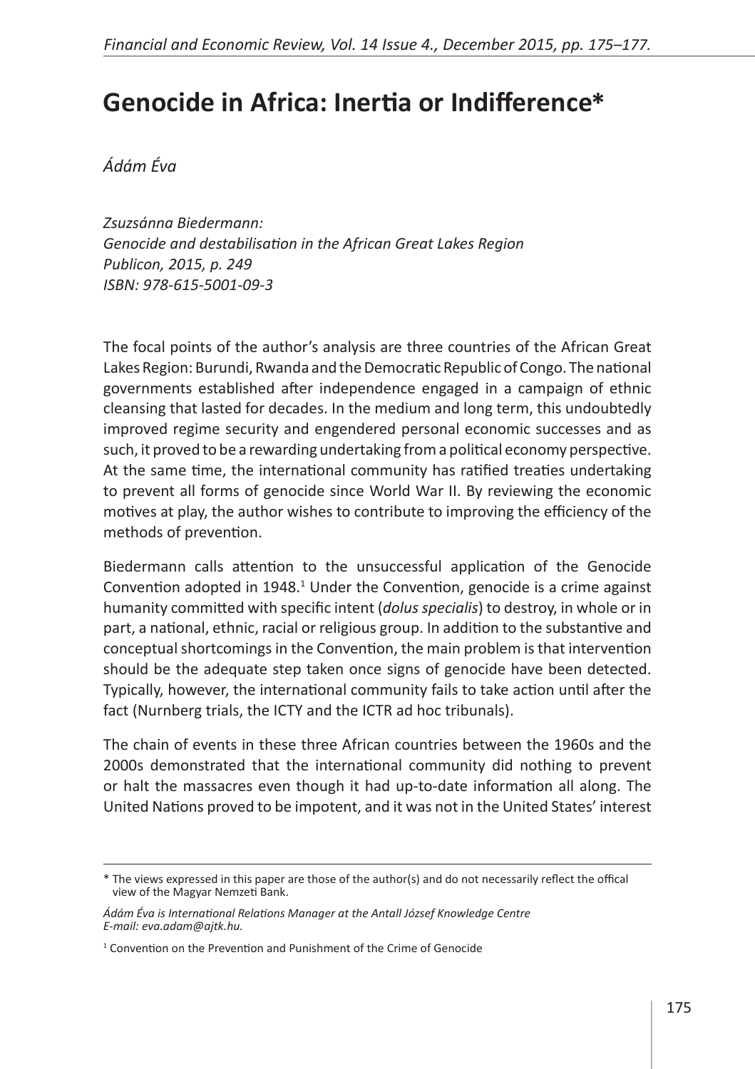# Genocide in Africa: Inertia or Indifference*

*Ádám Éva*

*Zsuzsánna Biedermann:*
*Genocide and destabilisation in the African Great Lakes Region*
*Publicon, 2015, p. 249*
*ISBN: 978-615-5001-09-3*

The focal points of the author's analysis are three countries of the African Great Lakes Region: Burundi, Rwanda and the Democratic Republic of Congo. The national governments established after independence engaged in a campaign of ethnic cleansing that lasted for decades. In the medium and long term, this undoubtedly improved regime security and engendered personal economic successes and as such, it proved to be a rewarding undertaking from a political economy perspective. At the same time, the international community has ratified treaties undertaking to prevent all forms of genocide since World War II. By reviewing the economic motives at play, the author wishes to contribute to improving the efficiency of the methods of prevention.

Biedermann calls attention to the unsuccessful application of the Genocide Convention adopted in 1948.[1] Under the Convention, genocide is a crime against humanity committed with specific intent (*dolus specialis*) to destroy, in whole or in part, a national, ethnic, racial or religious group. In addition to the substantive and conceptual shortcomings in the Convention, the main problem is that intervention should be the adequate step taken once signs of genocide have been detected. Typically, however, the international community fails to take action until after the fact (Nurnberg trials, the ICTY and the ICTR ad hoc tribunals).

The chain of events in these three African countries between the 1960s and the 2000s demonstrated that the international community did nothing to prevent or halt the massacres even though it had up-to-date information all along. The United Nations proved to be impotent, and it was not in the United States' interest

---

\* The views expressed in this paper are those of the author(s) and do not necessarily reflect the offical view of the Magyar Nemzeti Bank.

*Ádám Éva is International Relations Manager at the Antall József Knowledge Centre*
*E-mail: eva.adam@ajtk.hu.*

[1] Convention on the Prevention and Punishment of the Crime of Genocide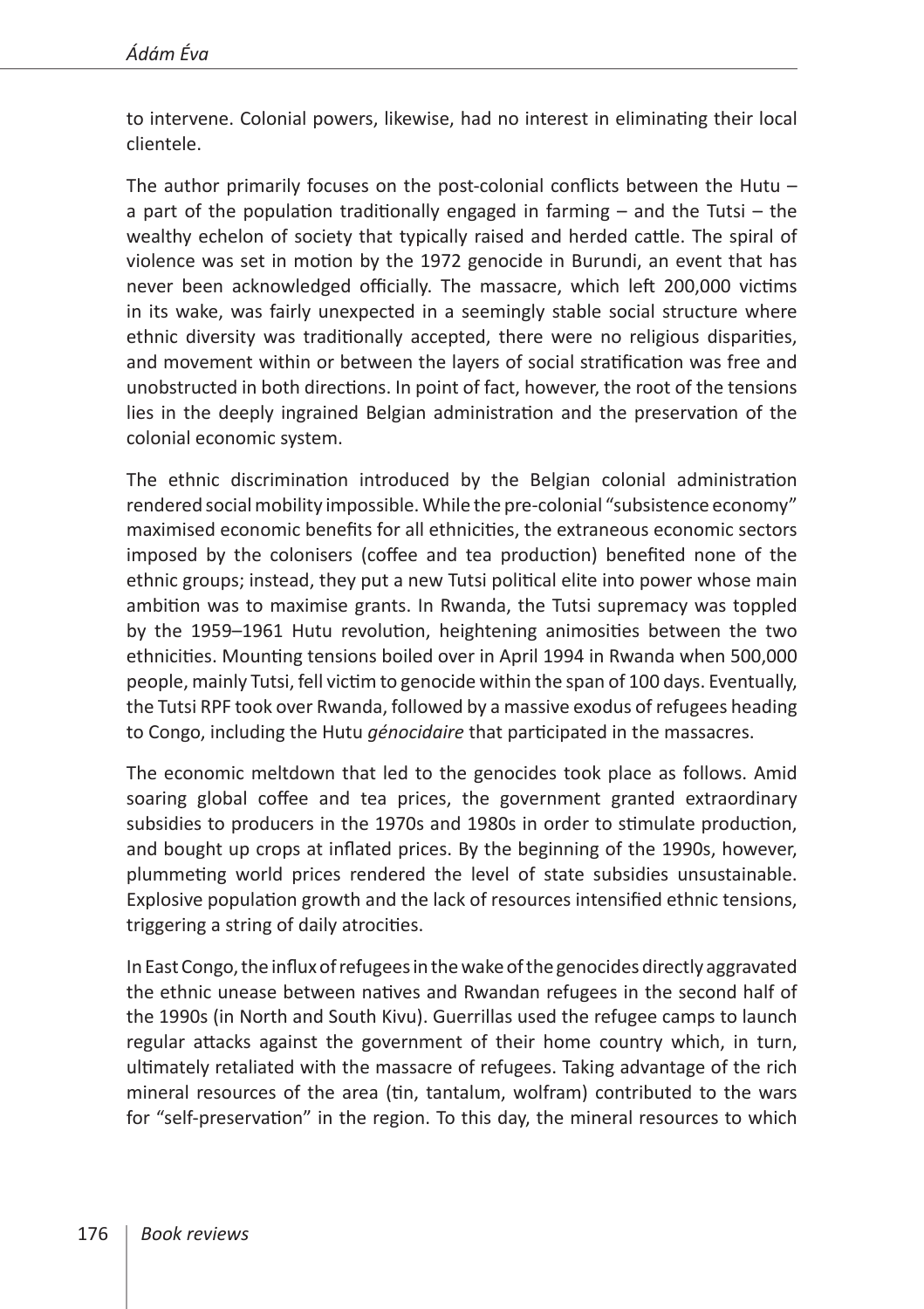to intervene. Colonial powers, likewise, had no interest in eliminating their local clientele.

The author primarily focuses on the post-colonial conflicts between the Hutu – a part of the population traditionally engaged in farming – and the Tutsi – the wealthy echelon of society that typically raised and herded cattle. The spiral of violence was set in motion by the 1972 genocide in Burundi, an event that has never been acknowledged officially. The massacre, which left 200,000 victims in its wake, was fairly unexpected in a seemingly stable social structure where ethnic diversity was traditionally accepted, there were no religious disparities, and movement within or between the layers of social stratification was free and unobstructed in both directions. In point of fact, however, the root of the tensions lies in the deeply ingrained Belgian administration and the preservation of the colonial economic system.

The ethnic discrimination introduced by the Belgian colonial administration rendered social mobility impossible. While the pre-colonial "subsistence economy" maximised economic benefits for all ethnicities, the extraneous economic sectors imposed by the colonisers (coffee and tea production) benefited none of the ethnic groups; instead, they put a new Tutsi political elite into power whose main ambition was to maximise grants. In Rwanda, the Tutsi supremacy was toppled by the 1959–1961 Hutu revolution, heightening animosities between the two ethnicities. Mounting tensions boiled over in April 1994 in Rwanda when 500,000 people, mainly Tutsi, fell victim to genocide within the span of 100 days. Eventually, the Tutsi RPF took over Rwanda, followed by a massive exodus of refugees heading to Congo, including the Hutu *génocidaire* that participated in the massacres.

The economic meltdown that led to the genocides took place as follows. Amid soaring global coffee and tea prices, the government granted extraordinary subsidies to producers in the 1970s and 1980s in order to stimulate production, and bought up crops at inflated prices. By the beginning of the 1990s, however, plummeting world prices rendered the level of state subsidies unsustainable. Explosive population growth and the lack of resources intensified ethnic tensions, triggering a string of daily atrocities.

In East Congo, the influx of refugees in the wake of the genocides directly aggravated the ethnic unease between natives and Rwandan refugees in the second half of the 1990s (in North and South Kivu). Guerrillas used the refugee camps to launch regular attacks against the government of their home country which, in turn, ultimately retaliated with the massacre of refugees. Taking advantage of the rich mineral resources of the area (tin, tantalum, wolfram) contributed to the wars for "self-preservation" in the region. To this day, the mineral resources to which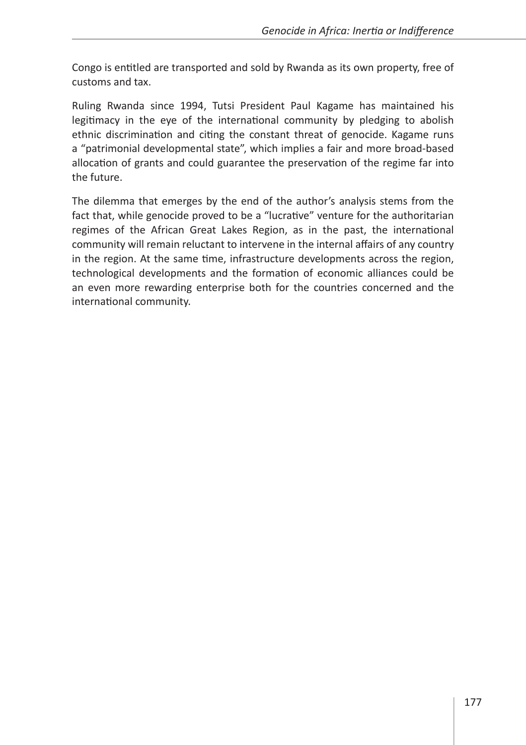Congo is entitled are transported and sold by Rwanda as its own property, free of customs and tax.

Ruling Rwanda since 1994, Tutsi President Paul Kagame has maintained his legitimacy in the eye of the international community by pledging to abolish ethnic discrimination and citing the constant threat of genocide. Kagame runs a "patrimonial developmental state", which implies a fair and more broad-based allocation of grants and could guarantee the preservation of the regime far into the future.

The dilemma that emerges by the end of the author's analysis stems from the fact that, while genocide proved to be a "lucrative" venture for the authoritarian regimes of the African Great Lakes Region, as in the past, the international community will remain reluctant to intervene in the internal affairs of any country in the region. At the same time, infrastructure developments across the region, technological developments and the formation of economic alliances could be an even more rewarding enterprise both for the countries concerned and the international community.